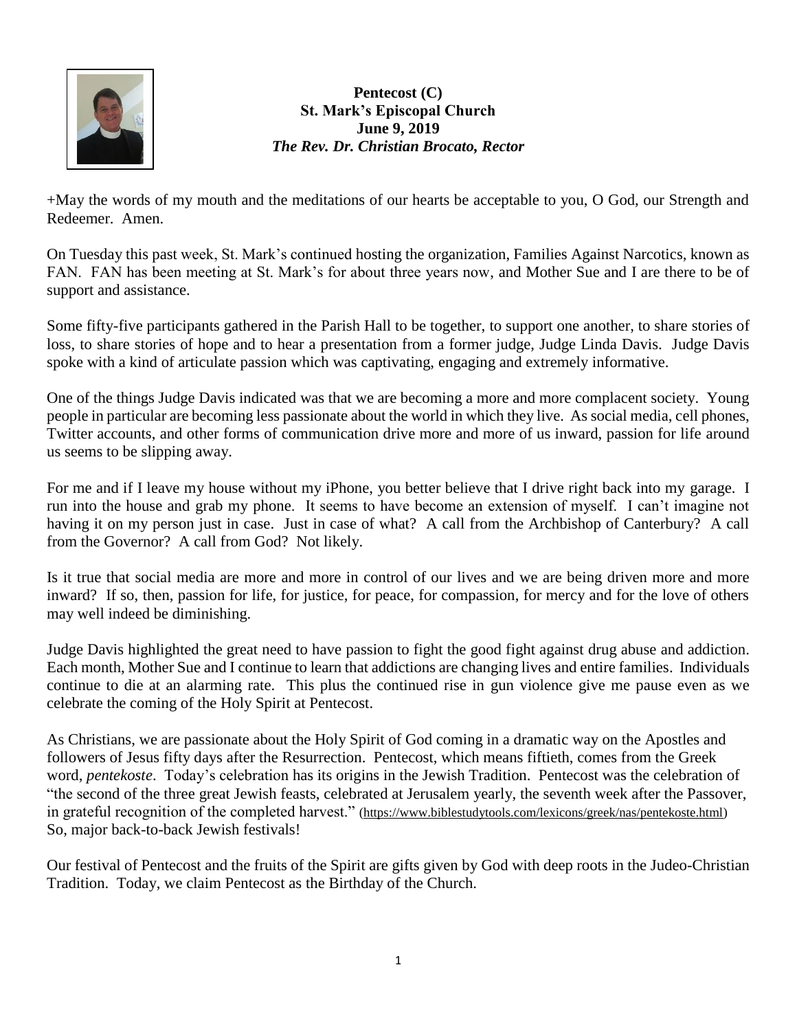**Pentecost (C)**
**St. Mark's Episcopal Church**
**June 9, 2019**
***The Rev. Dr. Christian Brocato, Rector***

+May the words of my mouth and the meditations of our hearts be acceptable to you, O God, our Strength and Redeemer. Amen.

On Tuesday this past week, St. Mark's continued hosting the organization, Families Against Narcotics, known as FAN. FAN has been meeting at St. Mark's for about three years now, and Mother Sue and I are there to be of support and assistance.

Some fifty-five participants gathered in the Parish Hall to be together, to support one another, to share stories of loss, to share stories of hope and to hear a presentation from a former judge, Judge Linda Davis. Judge Davis spoke with a kind of articulate passion which was captivating, engaging and extremely informative.

One of the things Judge Davis indicated was that we are becoming a more and more complacent society. Young people in particular are becoming less passionate about the world in which they live. As social media, cell phones, Twitter accounts, and other forms of communication drive more and more of us inward, passion for life around us seems to be slipping away.

For me and if I leave my house without my iPhone, you better believe that I drive right back into my garage. I run into the house and grab my phone. It seems to have become an extension of myself. I can't imagine not having it on my person just in case. Just in case of what? A call from the Archbishop of Canterbury? A call from the Governor? A call from God? Not likely.

Is it true that social media are more and more in control of our lives and we are being driven more and more inward? If so, then, passion for life, for justice, for peace, for compassion, for mercy and for the love of others may well indeed be diminishing.

Judge Davis highlighted the great need to have passion to fight the good fight against drug abuse and addiction. Each month, Mother Sue and I continue to learn that addictions are changing lives and entire families. Individuals continue to die at an alarming rate. This plus the continued rise in gun violence give me pause even as we celebrate the coming of the Holy Spirit at Pentecost.

As Christians, we are passionate about the Holy Spirit of God coming in a dramatic way on the Apostles and followers of Jesus fifty days after the Resurrection. Pentecost, which means fiftieth, comes from the Greek word, *pentekoste*. Today's celebration has its origins in the Jewish Tradition. Pentecost was the celebration of "the second of the three great Jewish feasts, celebrated at Jerusalem yearly, the seventh week after the Passover, in grateful recognition of the completed harvest." (https://www.biblestudytools.com/lexicons/greek/nas/pentekoste.html) So, major back-to-back Jewish festivals!

Our festival of Pentecost and the fruits of the Spirit are gifts given by God with deep roots in the Judeo-Christian Tradition. Today, we claim Pentecost as the Birthday of the Church.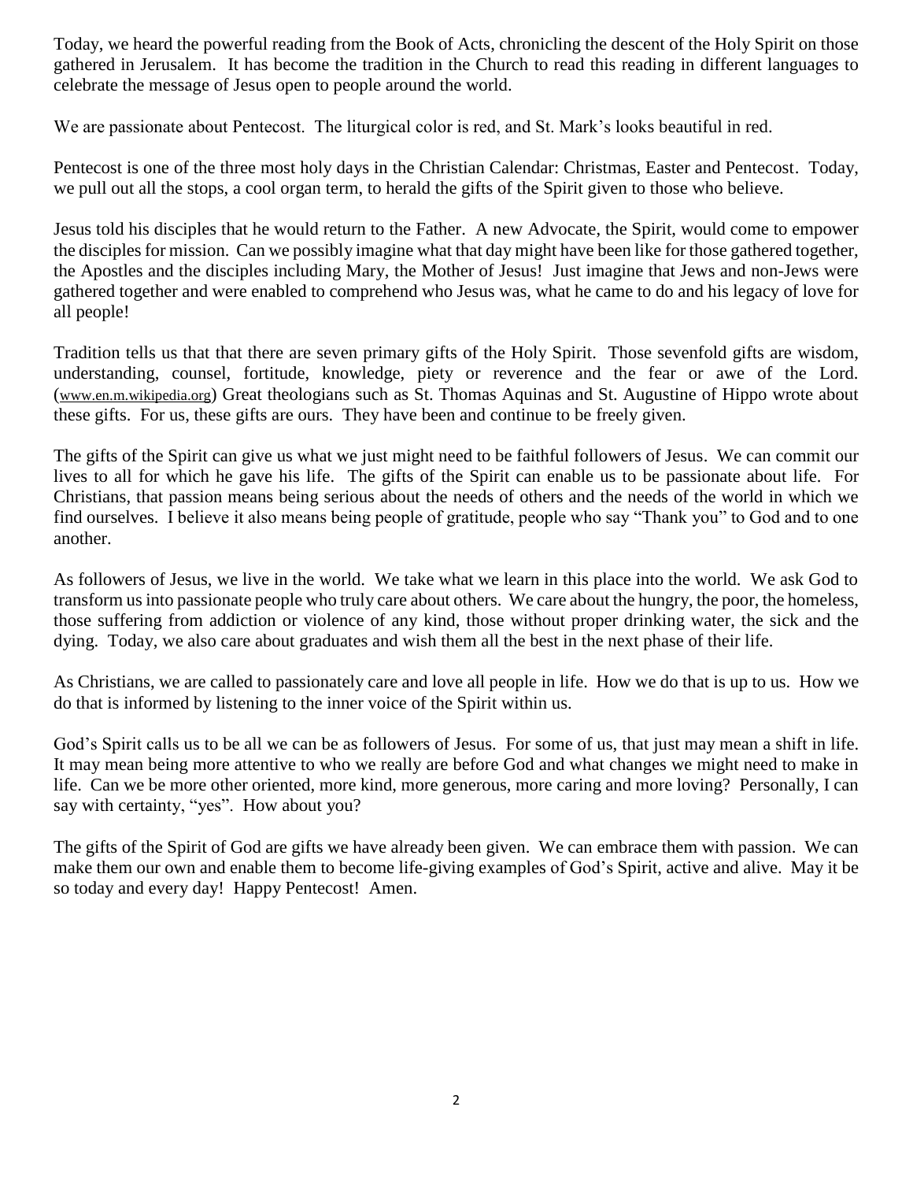Today, we heard the powerful reading from the Book of Acts, chronicling the descent of the Holy Spirit on those gathered in Jerusalem. It has become the tradition in the Church to read this reading in different languages to celebrate the message of Jesus open to people around the world.

We are passionate about Pentecost. The liturgical color is red, and St. Mark's looks beautiful in red.

Pentecost is one of the three most holy days in the Christian Calendar: Christmas, Easter and Pentecost. Today, we pull out all the stops, a cool organ term, to herald the gifts of the Spirit given to those who believe.

Jesus told his disciples that he would return to the Father. A new Advocate, the Spirit, would come to empower the disciples for mission. Can we possibly imagine what that day might have been like for those gathered together, the Apostles and the disciples including Mary, the Mother of Jesus! Just imagine that Jews and non-Jews were gathered together and were enabled to comprehend who Jesus was, what he came to do and his legacy of love for all people!

Tradition tells us that that there are seven primary gifts of the Holy Spirit. Those sevenfold gifts are wisdom, understanding, counsel, fortitude, knowledge, piety or reverence and the fear or awe of the Lord. (www.en.m.wikipedia.org) Great theologians such as St. Thomas Aquinas and St. Augustine of Hippo wrote about these gifts. For us, these gifts are ours. They have been and continue to be freely given.

The gifts of the Spirit can give us what we just might need to be faithful followers of Jesus. We can commit our lives to all for which he gave his life. The gifts of the Spirit can enable us to be passionate about life. For Christians, that passion means being serious about the needs of others and the needs of the world in which we find ourselves. I believe it also means being people of gratitude, people who say "Thank you" to God and to one another.

As followers of Jesus, we live in the world. We take what we learn in this place into the world. We ask God to transform us into passionate people who truly care about others. We care about the hungry, the poor, the homeless, those suffering from addiction or violence of any kind, those without proper drinking water, the sick and the dying. Today, we also care about graduates and wish them all the best in the next phase of their life.

As Christians, we are called to passionately care and love all people in life. How we do that is up to us. How we do that is informed by listening to the inner voice of the Spirit within us.

God's Spirit calls us to be all we can be as followers of Jesus. For some of us, that just may mean a shift in life. It may mean being more attentive to who we really are before God and what changes we might need to make in life. Can we be more other oriented, more kind, more generous, more caring and more loving? Personally, I can say with certainty, "yes". How about you?

The gifts of the Spirit of God are gifts we have already been given. We can embrace them with passion. We can make them our own and enable them to become life-giving examples of God's Spirit, active and alive. May it be so today and every day! Happy Pentecost! Amen.